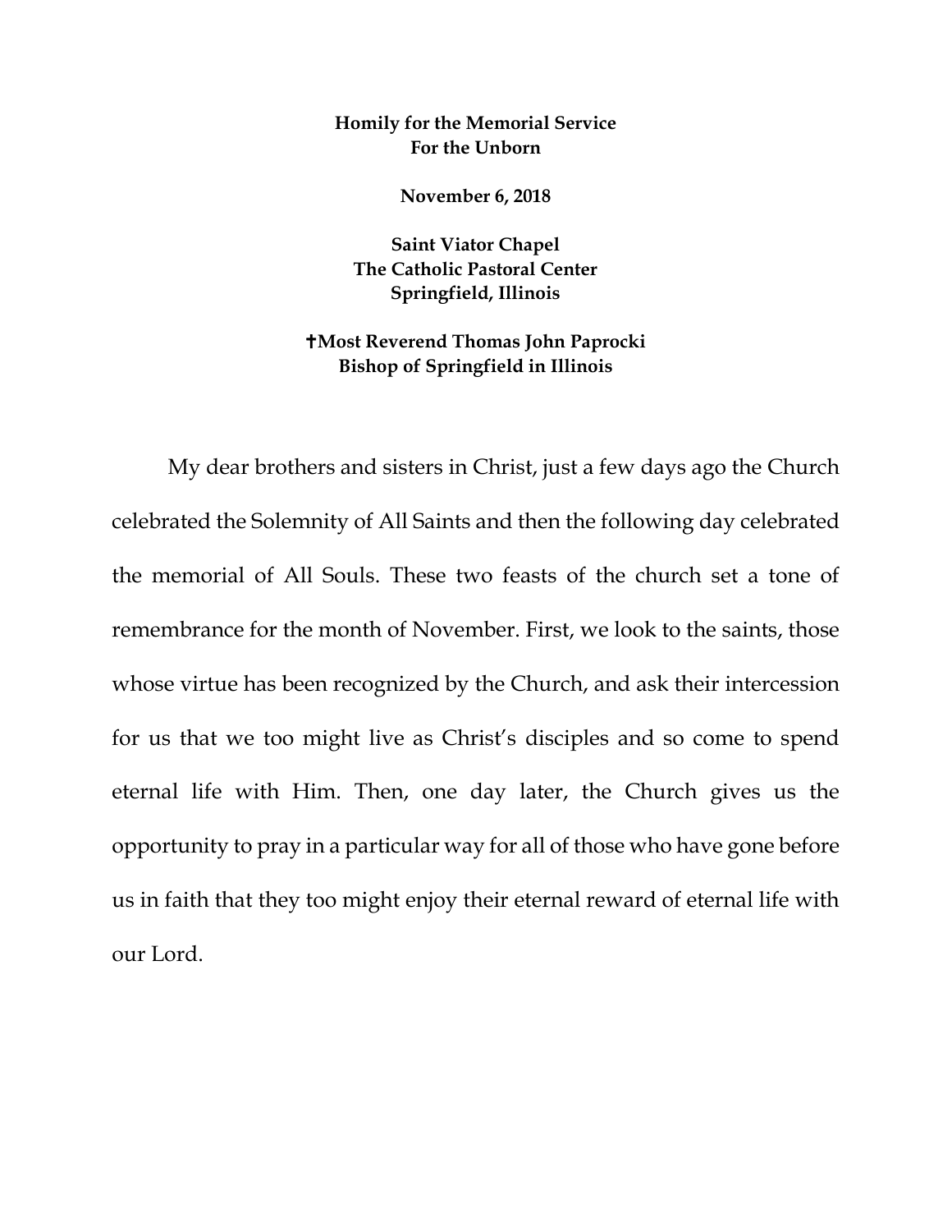**Homily for the Memorial Service**
**For the Unborn**

**November 6, 2018**

**Saint Viator Chapel**
**The Catholic Pastoral Center**
**Springfield, Illinois**

**✝Most Reverend Thomas John Paprocki**
**Bishop of Springfield in Illinois**

My dear brothers and sisters in Christ, just a few days ago the Church celebrated the Solemnity of All Saints and then the following day celebrated the memorial of All Souls. These two feasts of the church set a tone of remembrance for the month of November. First, we look to the saints, those whose virtue has been recognized by the Church, and ask their intercession for us that we too might live as Christ's disciples and so come to spend eternal life with Him. Then, one day later, the Church gives us the opportunity to pray in a particular way for all of those who have gone before us in faith that they too might enjoy their eternal reward of eternal life with our Lord.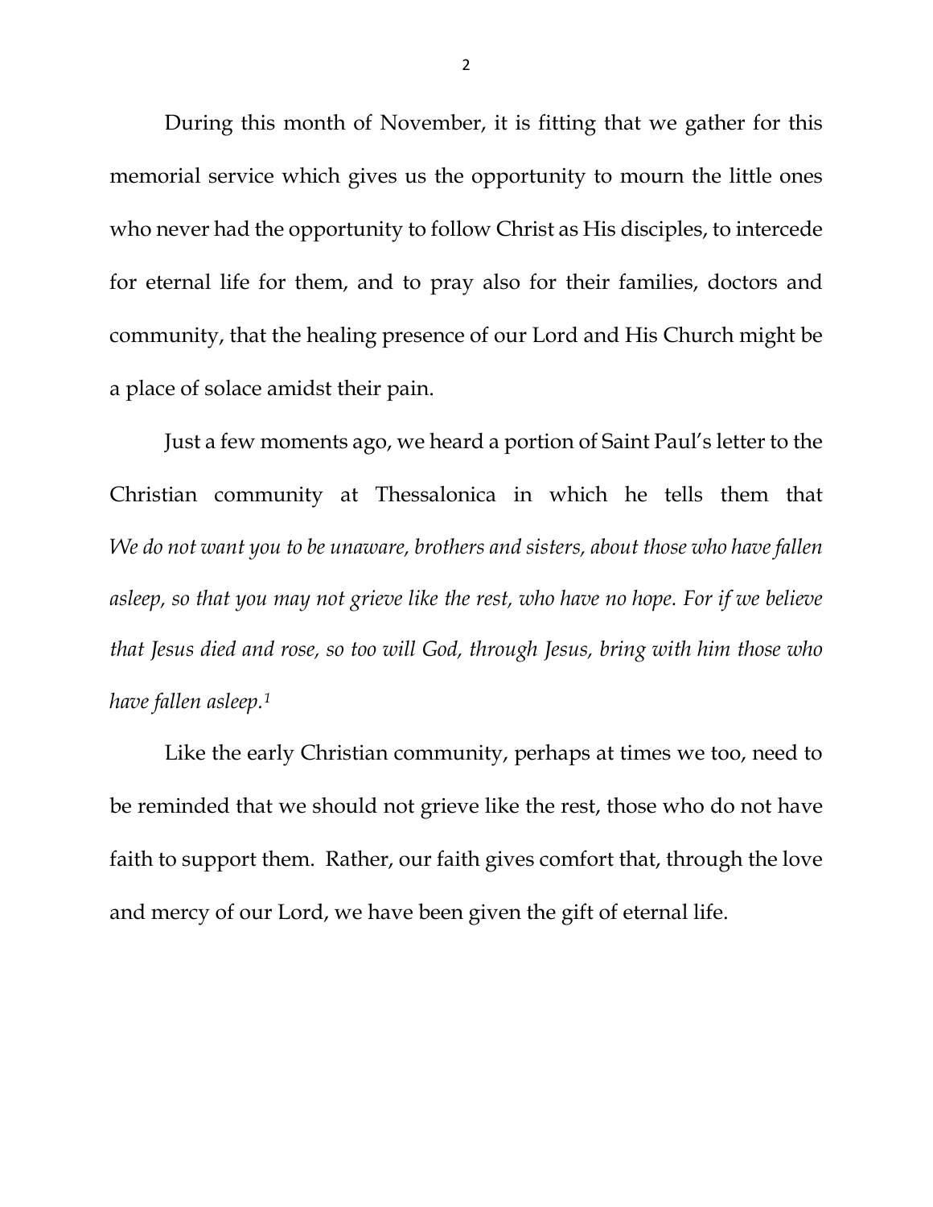During this month of November, it is fitting that we gather for this memorial service which gives us the opportunity to mourn the little ones who never had the opportunity to follow Christ as His disciples, to intercede for eternal life for them, and to pray also for their families, doctors and community, that the healing presence of our Lord and His Church might be a place of solace amidst their pain.

Just a few moments ago, we heard a portion of Saint Paul's letter to the Christian community at Thessalonica in which he tells them that *We do not want you to be unaware, brothers and sisters, about those who have fallen asleep, so that you may not grieve like the rest, who have no hope. For if we believe that Jesus died and rose, so too will God, through Jesus, bring with him those who have fallen asleep.*[1]

Like the early Christian community, perhaps at times we too, need to be reminded that we should not grieve like the rest, those who do not have faith to support them. Rather, our faith gives comfort that, through the love and mercy of our Lord, we have been given the gift of eternal life.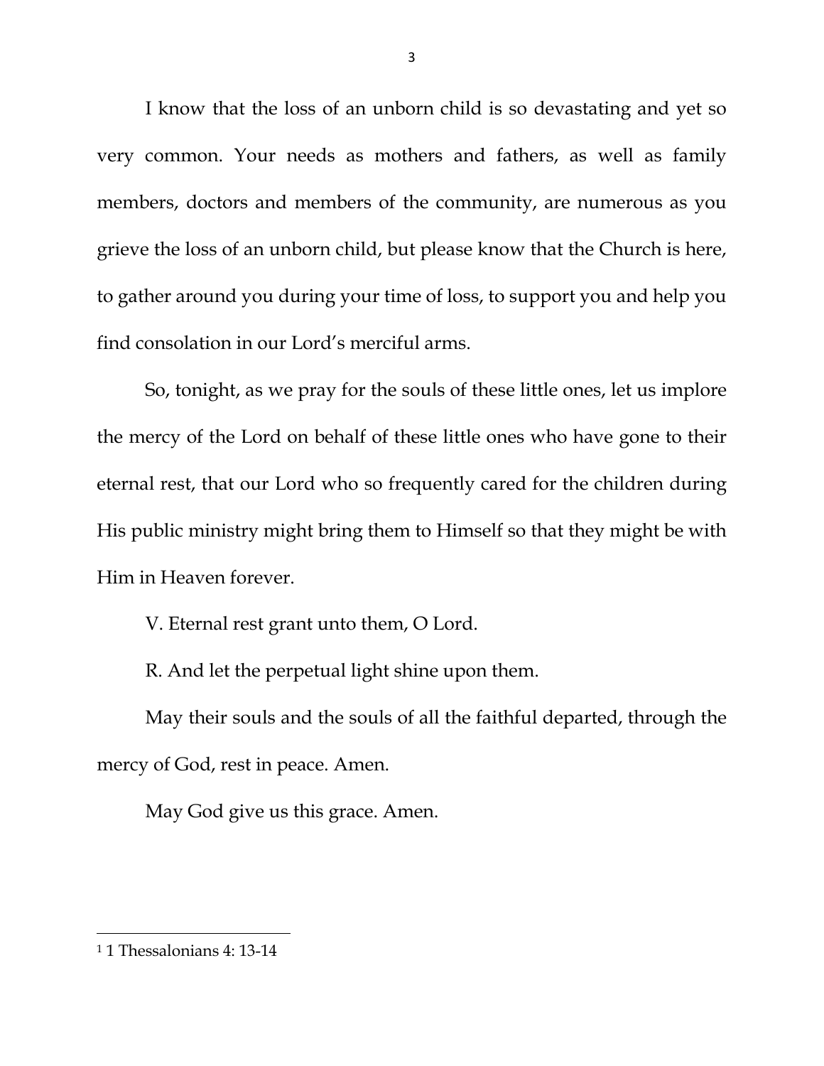I know that the loss of an unborn child is so devastating and yet so very common. Your needs as mothers and fathers, as well as family members, doctors and members of the community, are numerous as you grieve the loss of an unborn child, but please know that the Church is here, to gather around you during your time of loss, to support you and help you find consolation in our Lord's merciful arms.

So, tonight, as we pray for the souls of these little ones, let us implore the mercy of the Lord on behalf of these little ones who have gone to their eternal rest, that our Lord who so frequently cared for the children during His public ministry might bring them to Himself so that they might be with Him in Heaven forever.

V. Eternal rest grant unto them, O Lord.

R. And let the perpetual light shine upon them.

May their souls and the souls of all the faithful departed, through the mercy of God, rest in peace. Amen.

May God give us this grace. Amen.

---

[1] 1 Thessalonians 4: 13-14